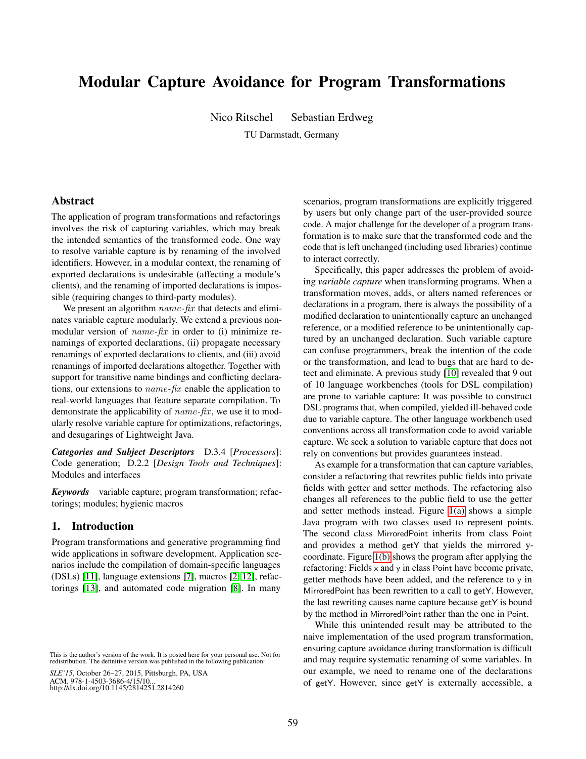# Modular Capture Avoidance for Program Transformations

Nico Ritschel Sebastian Erdweg

TU Darmstadt, Germany

## Abstract

The application of program transformations and refactorings involves the risk of capturing variables, which may break the intended semantics of the transformed code. One way to resolve variable capture is by renaming of the involved identifiers. However, in a modular context, the renaming of exported declarations is undesirable (affecting a module's clients), and the renaming of imported declarations is impossible (requiring changes to third-party modules).

We present an algorithm *name-fix* that detects and eliminates variable capture modularly. We extend a previous non-modular version of *name-fix* in order to (i) minimize renamings of exported declarations, (ii) propagate necessary renamings of exported declarations to clients, and (iii) avoid renamings of imported declarations altogether. Together with support for transitive name bindings and conflicting declarations, our extensions to *name-fix* enable the application to real-world languages that feature separate compilation. To demonstrate the applicability of *name-fix*, we use it to modularly resolve variable capture for optimizations, refactorings, and desugarings of Lightweight Java.

***Categories and Subject Descriptors*** D.3.4 [*Processors*]: Code generation; D.2.2 [*Design Tools and Techniques*]: Modules and interfaces

***Keywords*** variable capture; program transformation; refactorings; modules; hygienic macros

## 1. Introduction

Program transformations and generative programming find wide applications in software development. Application scenarios include the compilation of domain-specific languages (DSLs) [11], language extensions [7], macros [2, 12], refactorings [13], and automated code migration [8]. In many scenarios, program transformations are explicitly triggered by users but only change part of the user-provided source code. A major challenge for the developer of a program transformation is to make sure that the transformed code and the code that is left unchanged (including used libraries) continue to interact correctly.

Specifically, this paper addresses the problem of avoiding *variable capture* when transforming programs. When a transformation moves, adds, or alters named references or declarations in a program, there is always the possibility of a modified declaration to unintentionally capture an unchanged reference, or a modified reference to be unintentionally captured by an unchanged declaration. Such variable capture can confuse programmers, break the intention of the code or the transformation, and lead to bugs that are hard to detect and eliminate. A previous study [10] revealed that 9 out of 10 language workbenches (tools for DSL compilation) are prone to variable capture: It was possible to construct DSL programs that, when compiled, yielded ill-behaved code due to variable capture. The other language workbench used conventions across all transformation code to avoid variable capture. We seek a solution to variable capture that does not rely on conventions but provides guarantees instead.

As example for a transformation that can capture variables, consider a refactoring that rewrites public fields into private fields with getter and setter methods. The refactoring also changes all references to the public field to use the getter and setter methods instead. Figure 1(a) shows a simple Java program with two classes used to represent points. The second class MirroredPoint inherits from class Point and provides a method getY that yields the mirrored y-coordinate. Figure 1(b) shows the program after applying the refactoring: Fields x and y in class Point have become private, getter methods have been added, and the reference to y in MirroredPoint has been rewritten to a call to getY. However, the last rewriting causes name capture because getY is bound by the method in MirroredPoint rather than the one in Point.

While this unintended result may be attributed to the naive implementation of the used program transformation, ensuring capture avoidance during transformation is difficult and may require systematic renaming of some variables. In our example, we need to rename one of the declarations of getY. However, since getY is externally accessible, a

This is the author's version of the work. It is posted here for your personal use. Not for redistribution. The definitive version was published in the following publication:

*SLE'15*, October 26–27, 2015, Pittsburgh, PA, USA
ACM. 978-1-4503-3686-4/15/10...
http://dx.doi.org/10.1145/2814251.2814260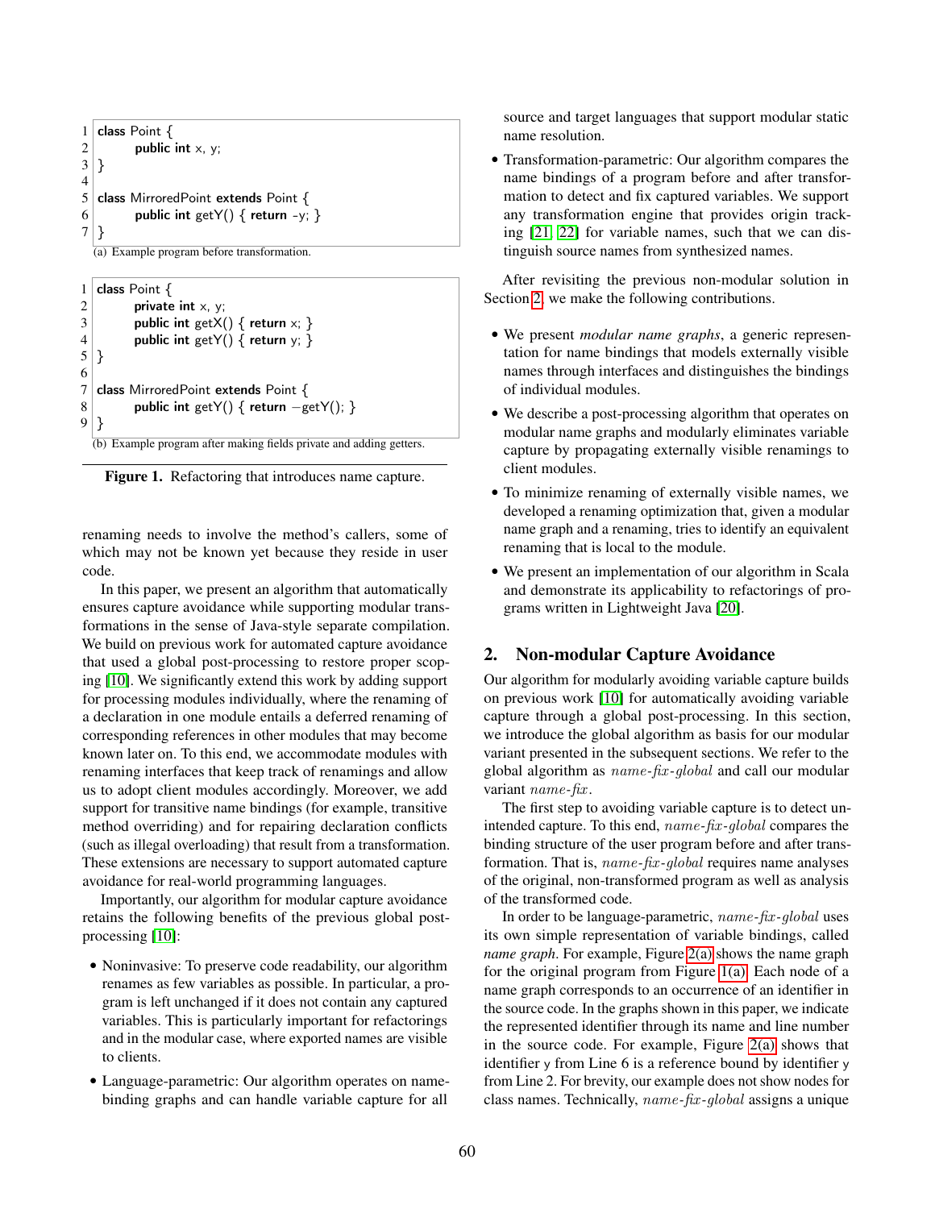```
1 class Point {
2     public int x, y;
3 }
4
5 class MirroredPoint extends Point {
6     public int getY() { return -y; }
7 }
```

(a) Example program before transformation.

```
1 class Point {
2     private int x, y;
3     public int getX() { return x; }
4     public int getY() { return y; }
5 }
6
7 class MirroredPoint extends Point {
8     public int getY() { return −getY(); }
9 }
```

(b) Example program after making fields private and adding getters.

**Figure 1.** Refactoring that introduces name capture.

renaming needs to involve the method's callers, some of which may not be known yet because they reside in user code.

In this paper, we present an algorithm that automatically ensures capture avoidance while supporting modular transformations in the sense of Java-style separate compilation. We build on previous work for automated capture avoidance that used a global post-processing to restore proper scoping [10]. We significantly extend this work by adding support for processing modules individually, where the renaming of a declaration in one module entails a deferred renaming of corresponding references in other modules that may become known later on. To this end, we accommodate modules with renaming interfaces that keep track of renamings and allow us to adopt client modules accordingly. Moreover, we add support for transitive name bindings (for example, transitive method overriding) and for repairing declaration conflicts (such as illegal overloading) that result from a transformation. These extensions are necessary to support automated capture avoidance for real-world programming languages.

Importantly, our algorithm for modular capture avoidance retains the following benefits of the previous global post-processing [10]:

- Noninvasive: To preserve code readability, our algorithm renames as few variables as possible. In particular, a program is left unchanged if it does not contain any captured variables. This is particularly important for refactorings and in the modular case, where exported names are visible to clients.
- Language-parametric: Our algorithm operates on name-binding graphs and can handle variable capture for all source and target languages that support modular static name resolution.
- Transformation-parametric: Our algorithm compares the name bindings of a program before and after transformation to detect and fix captured variables. We support any transformation engine that provides origin tracking [21, 22] for variable names, such that we can distinguish source names from synthesized names.

After revisiting the previous non-modular solution in Section 2, we make the following contributions.

- We present *modular name graphs*, a generic representation for name bindings that models externally visible names through interfaces and distinguishes the bindings of individual modules.
- We describe a post-processing algorithm that operates on modular name graphs and modularly eliminates variable capture by propagating externally visible renamings to client modules.
- To minimize renaming of externally visible names, we developed a renaming optimization that, given a modular name graph and a renaming, tries to identify an equivalent renaming that is local to the module.
- We present an implementation of our algorithm in Scala and demonstrate its applicability to refactorings of programs written in Lightweight Java [20].

## 2. Non-modular Capture Avoidance

Our algorithm for modularly avoiding variable capture builds on previous work [10] for automatically avoiding variable capture through a global post-processing. In this section, we introduce the global algorithm as basis for our modular variant presented in the subsequent sections. We refer to the global algorithm as $\mathit{name\text{-}fix\text{-}global}$ and call our modular variant $\mathit{name\text{-}fix}$.

The first step to avoiding variable capture is to detect unintended capture. To this end, $\mathit{name\text{-}fix\text{-}global}$ compares the binding structure of the user program before and after transformation. That is, $\mathit{name\text{-}fix\text{-}global}$ requires name analyses of the original, non-transformed program as well as analysis of the transformed code.

In order to be language-parametric, $\mathit{name\text{-}fix\text{-}global}$ uses its own simple representation of variable bindings, called *name graph*. For example, Figure 2(a) shows the name graph for the original program from Figure 1(a). Each node of a name graph corresponds to an occurrence of an identifier in the source code. In the graphs shown in this paper, we indicate the represented identifier through its name and line number in the source code. For example, Figure 2(a) shows that identifier y from Line 6 is a reference bound by identifier y from Line 2. For brevity, our example does not show nodes for class names. Technically, $\mathit{name\text{-}fix\text{-}global}$ assigns a unique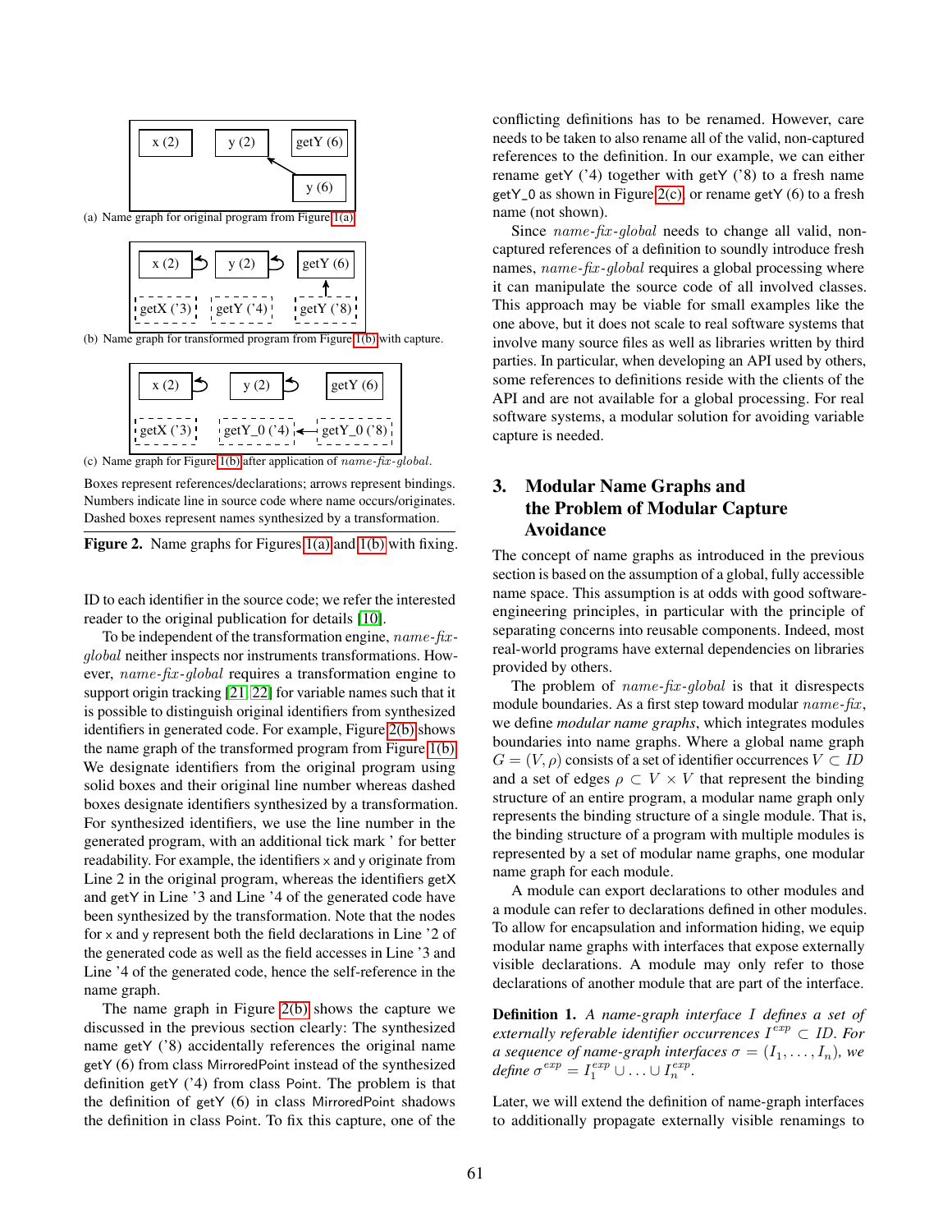x (2) y (2) getY (6) y (6)

(a) Name graph for original program from Figure 1(a)

x (2) y (2) getY (6) getX ('3) getY ('4) getY ('8)

(b) Name graph for transformed program from Figure 1(b) with capture.

x (2) y (2) getY (6) getX ('3) getY_0 ('4) getY_0 ('8)

(c) Name graph for Figure 1(b) after application of *name-fix-global*.

Boxes represent references/declarations; arrows represent bindings. Numbers indicate line in source code where name occurs/originates. Dashed boxes represent names synthesized by a transformation.

**Figure 2.** Name graphs for Figures 1(a) and 1(b) with fixing.

ID to each identifier in the source code; we refer the interested reader to the original publication for details [10].

To be independent of the transformation engine, *name-fix-global* neither inspects nor instruments transformations. However, *name-fix-global* requires a transformation engine to support origin tracking [21, 22] for variable names such that it is possible to distinguish original identifiers from synthesized identifiers in generated code. For example, Figure 2(b) shows the name graph of the transformed program from Figure 1(b). We designate identifiers from the original program using solid boxes and their original line number whereas dashed boxes designate identifiers synthesized by a transformation. For synthesized identifiers, we use the line number in the generated program, with an additional tick mark ' for better readability. For example, the identifiers x and y originate from Line 2 in the original program, whereas the identifiers getX and getY in Line '3 and Line '4 of the generated code have been synthesized by the transformation. Note that the nodes for x and y represent both the field declarations in Line '2 of the generated code as well as the field accesses in Line '3 and Line '4 of the generated code, hence the self-reference in the name graph.

The name graph in Figure 2(b) shows the capture we discussed in the previous section clearly: The synthesized name getY ('8) accidentally references the original name getY (6) from class MirroredPoint instead of the synthesized definition getY ('4) from class Point. The problem is that the definition of getY (6) in class MirroredPoint shadows the definition in class Point. To fix this capture, one of the conflicting definitions has to be renamed. However, care needs to be taken to also rename all of the valid, non-captured references to the definition. In our example, we can either rename getY ('4) together with getY ('8) to a fresh name getY_0 as shown in Figure 2(c), or rename getY (6) to a fresh name (not shown).

Since *name-fix-global* needs to change all valid, non-captured references of a definition to soundly introduce fresh names, *name-fix-global* requires a global processing where it can manipulate the source code of all involved classes. This approach may be viable for small examples like the one above, but it does not scale to real software systems that involve many source files as well as libraries written by third parties. In particular, when developing an API used by others, some references to definitions reside with the clients of the API and are not available for a global processing. For real software systems, a modular solution for avoiding variable capture is needed.

## 3. Modular Name Graphs and the Problem of Modular Capture Avoidance

The concept of name graphs as introduced in the previous section is based on the assumption of a global, fully accessible name space. This assumption is at odds with good software-engineering principles, in particular with the principle of separating concerns into reusable components. Indeed, most real-world programs have external dependencies on libraries provided by others.

The problem of *name-fix-global* is that it disrespects module boundaries. As a first step toward modular *name-fix*, we define *modular name graphs*, which integrates modules boundaries into name graphs. Where a global name graph $G = (V, \rho)$ consists of a set of identifier occurrences $V \subset ID$ and a set of edges $\rho \subset V \times V$ that represent the binding structure of an entire program, a modular name graph only represents the binding structure of a single module. That is, the binding structure of a program with multiple modules is represented by a set of modular name graphs, one modular name graph for each module.

A module can export declarations to other modules and a module can refer to declarations defined in other modules. To allow for encapsulation and information hiding, we equip modular name graphs with interfaces that expose externally visible declarations. A module may only refer to those declarations of another module that are part of the interface.

**Definition 1.** *A name-graph interface $I$ defines a set of externally referable identifier occurrences $I^{exp} \subset ID$. For a sequence of name-graph interfaces $\sigma = (I_1, \dots, I_n)$, we define $\sigma^{exp} = I_1^{exp} \cup \dots \cup I_n^{exp}$.*

Later, we will extend the definition of name-graph interfaces to additionally propagate externally visible renamings to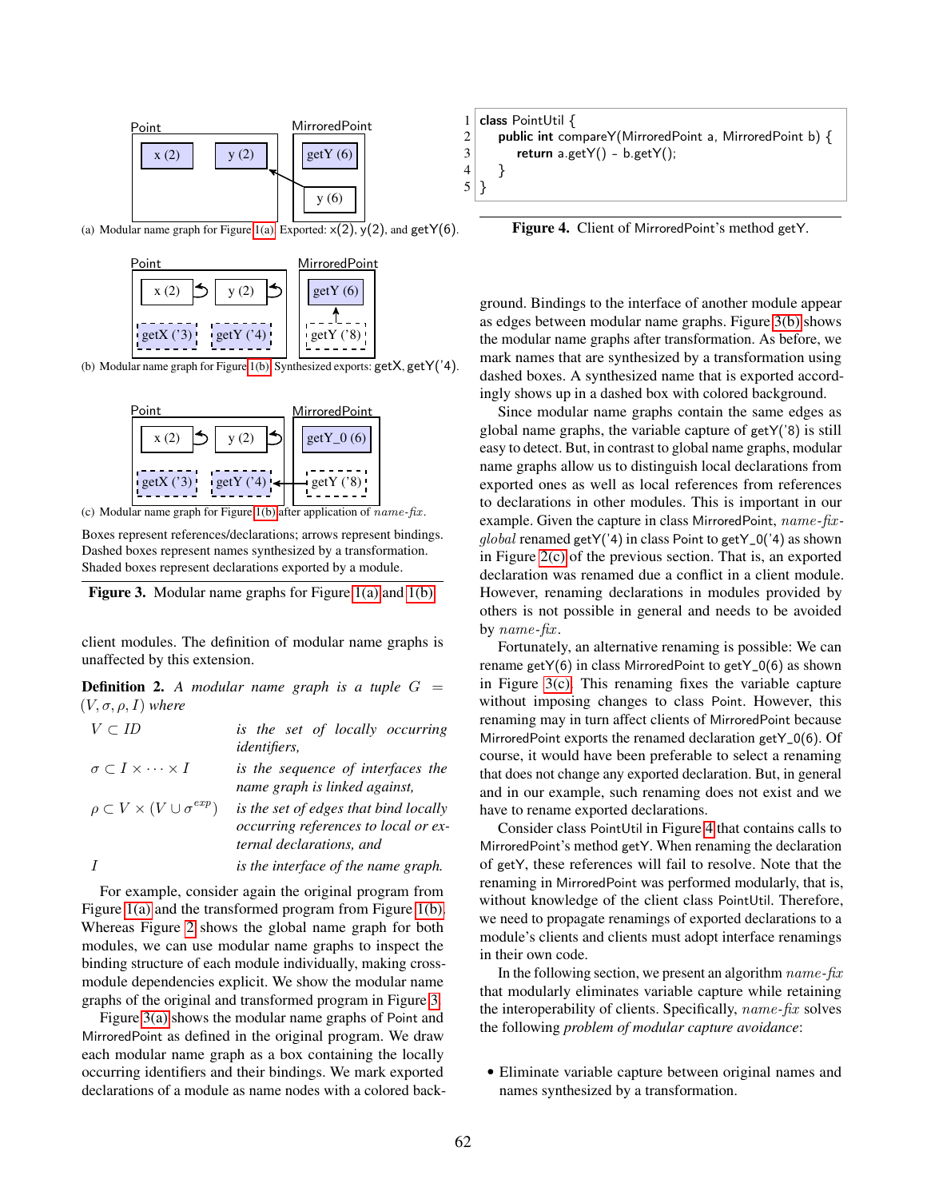Point | MirroredPoint

x (2) | y (2) | getY (6) | y (6)

(a) Modular name graph for Figure 1(a). Exported: x(2), y(2), and getY(6).

Point | MirroredPoint

x (2) | y (2) | getY (6) | getX ('3) | getY ('4) | getY ('8)

(b) Modular name graph for Figure 1(b). Synthesized exports: getX, getY('4).

Point | MirroredPoint

x (2) | y (2) | getY_0 (6) | getX ('3) | getY ('4) | getY ('8)

(c) Modular name graph for Figure 1(b) after application of *name-fix*.

Boxes represent references/declarations; arrows represent bindings. Dashed boxes represent names synthesized by a transformation. Shaded boxes represent declarations exported by a module.

**Figure 3.** Modular name graphs for Figure 1(a) and 1(b).

client modules. The definition of modular name graphs is unaffected by this extension.

**Definition 2.** *A modular name graph is a tuple* $G = (V, \sigma, \rho, I)$ *where*

| | |
|---|---|
| $V \subset ID$ | *is the set of locally occurring identifiers,* |
| $\sigma \subset I \times \cdots \times I$ | *is the sequence of interfaces the name graph is linked against,* |
| $\rho \subset V \times (V \cup \sigma^{exp})$ | *is the set of edges that bind locally occurring references to local or external declarations, and* |
| $I$ | *is the interface of the name graph.* |

For example, consider again the original program from Figure 1(a) and the transformed program from Figure 1(b). Whereas Figure 2 shows the global name graph for both modules, we can use modular name graphs to inspect the binding structure of each module individually, making cross-module dependencies explicit. We show the modular name graphs of the original and transformed program in Figure 3.

Figure 3(a) shows the modular name graphs of Point and MirroredPoint as defined in the original program. We draw each modular name graph as a box containing the locally occurring identifiers and their bindings. We mark exported declarations of a module as name nodes with a colored background. Bindings to the interface of another module appear as edges between modular name graphs. Figure 3(b) shows the modular name graphs after transformation. As before, we mark names that are synthesized by a transformation using dashed boxes. A synthesized name that is exported accordingly shows up in a dashed box with colored background.

Since modular name graphs contain the same edges as global name graphs, the variable capture of getY('8) is still easy to detect. But, in contrast to global name graphs, modular name graphs allow us to distinguish local declarations from exported ones as well as local references from references to declarations in other modules. This is important in our example. Given the capture in class MirroredPoint, *name-fix-global* renamed getY('4) in class Point to getY_0('4) as shown in Figure 2(c) of the previous section. That is, an exported declaration was renamed due a conflict in a client module. However, renaming declarations in modules provided by others is not possible in general and needs to be avoided by *name-fix*.

Fortunately, an alternative renaming is possible: We can rename getY(6) in class MirroredPoint to getY_0(6) as shown in Figure 3(c). This renaming fixes the variable capture without imposing changes to class Point. However, this renaming may in turn affect clients of MirroredPoint because MirroredPoint exports the renamed declaration getY_0(6). Of course, it would have been preferable to select a renaming that does not change any exported declaration. But, in general and in our example, such renaming does not exist and we have to rename exported declarations.

```
1 class PointUtil {
2   public int compareY(MirroredPoint a, MirroredPoint b) {
3     return a.getY() - b.getY();
4   }
5 }
```

**Figure 4.** Client of MirroredPoint's method getY.

Consider class PointUtil in Figure 4 that contains calls to MirroredPoint's method getY. When renaming the declaration of getY, these references will fail to resolve. Note that the renaming in MirroredPoint was performed modularly, that is, without knowledge of the client class PointUtil. Therefore, we need to propagate renamings of exported declarations to a module's clients and clients must adopt interface renamings in their own code.

In the following section, we present an algorithm *name-fix* that modularly eliminates variable capture while retaining the interoperability of clients. Specifically, *name-fix* solves the following *problem of modular capture avoidance*:

- Eliminate variable capture between original names and names synthesized by a transformation.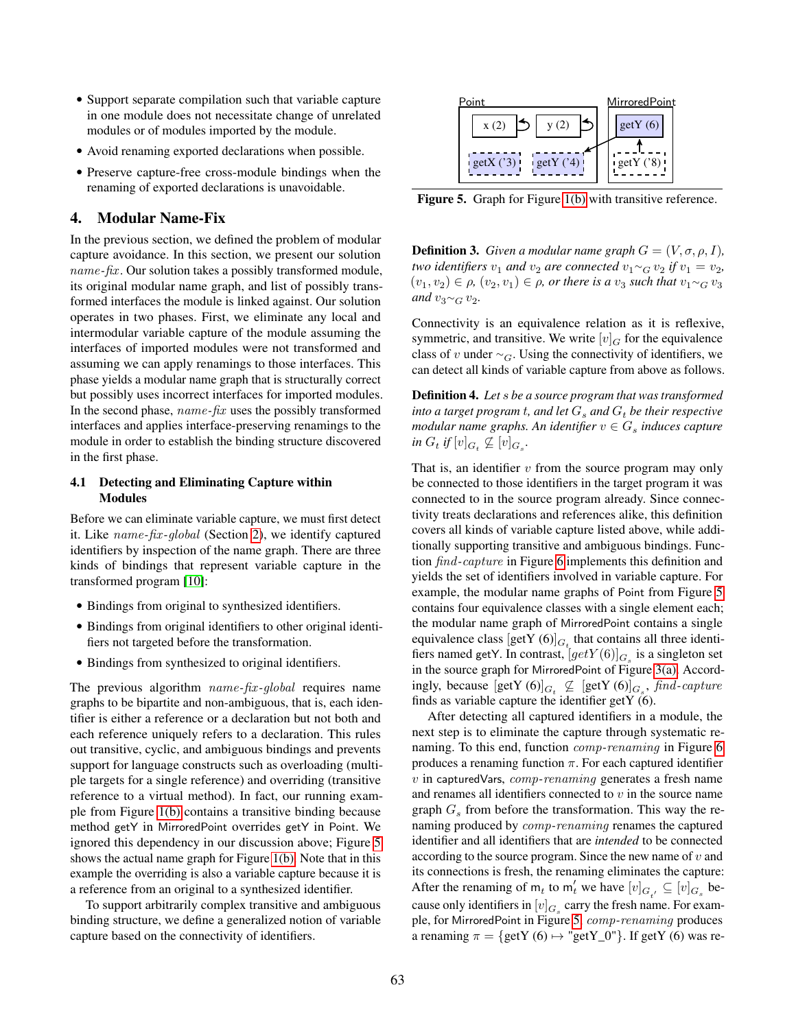- Support separate compilation such that variable capture in one module does not necessitate change of unrelated modules or of modules imported by the module.
- Avoid renaming exported declarations when possible.
- Preserve capture-free cross-module bindings when the renaming of exported declarations is unavoidable.

## 4. Modular Name-Fix

In the previous section, we defined the problem of modular capture avoidance. In this section, we present our solution *name-fix*. Our solution takes a possibly transformed module, its original modular name graph, and list of possibly transformed interfaces the module is linked against. Our solution operates in two phases. First, we eliminate any local and intermodular variable capture of the module assuming the interfaces of imported modules were not transformed and assuming we can apply renamings to those interfaces. This phase yields a modular name graph that is structurally correct but possibly uses incorrect interfaces for imported modules. In the second phase, *name-fix* uses the possibly transformed interfaces and applies interface-preserving renamings to the module in order to establish the binding structure discovered in the first phase.

### 4.1 Detecting and Eliminating Capture within Modules

Before we can eliminate variable capture, we must first detect it. Like *name-fix-global* (Section 2), we identify captured identifiers by inspection of the name graph. There are three kinds of bindings that represent variable capture in the transformed program [10]:

- Bindings from original to synthesized identifiers.
- Bindings from original identifiers to other original identifiers not targeted before the transformation.
- Bindings from synthesized to original identifiers.

The previous algorithm *name-fix-global* requires name graphs to be bipartite and non-ambiguous, that is, each identifier is either a reference or a declaration but not both and each reference uniquely refers to a declaration. This rules out transitive, cyclic, and ambiguous bindings and prevents support for language constructs such as overloading (multiple targets for a single reference) and overriding (transitive reference to a virtual method). In fact, our running example from Figure 1(b) contains a transitive binding because method getY in MirroredPoint overrides getY in Point. We ignored this dependency in our discussion above; Figure 5 shows the actual name graph for Figure 1(b). Note that in this example the overriding is also a variable capture because it is a reference from an original to a synthesized identifier.

To support arbitrarily complex transitive and ambiguous binding structure, we define a generalized notion of variable capture based on the connectivity of identifiers.

Figure 5. Graph for Figure 1(b) with transitive reference.

**Definition 3.** *Given a modular name graph $G = (V, \sigma, \rho, I)$, two identifiers $v_1$ and $v_2$ are connected $v_1 {\sim_G} v_2$ if $v_1 = v_2$, $(v_1, v_2) \in \rho$, $(v_2, v_1) \in \rho$, or there is a $v_3$ such that $v_1 {\sim_G} v_3$ and $v_3 {\sim_G} v_2$.*

Connectivity is an equivalence relation as it is reflexive, symmetric, and transitive. We write $[v]_G$ for the equivalence class of $v$ under ${\sim_G}$. Using the connectivity of identifiers, we can detect all kinds of variable capture from above as follows.

**Definition 4.** *Let $s$ be a source program that was transformed into a target program $t$, and let $G_s$ and $G_t$ be their respective modular name graphs. An identifier $v \in G_s$ induces capture in $G_t$ if $[v]_{G_t} \not\subseteq [v]_{G_s}$.*

That is, an identifier $v$ from the source program may only be connected to those identifiers in the target program it was connected to in the source program already. Since connectivity treats declarations and references alike, this definition covers all kinds of variable capture listed above, while additionally supporting transitive and ambiguous bindings. Function *find-capture* in Figure 6 implements this definition and yields the set of identifiers involved in variable capture. For example, the modular name graphs of Point from Figure 5 contains four equivalence classes with a single element each; the modular name graph of MirroredPoint contains a single equivalence class $[\text{getY (6)}]_{G_t}$ that contains all three identifiers named getY. In contrast, $[getY(6)]_{G_s}$ is a singleton set in the source graph for MirroredPoint of Figure 3(a). Accordingly, because $[\text{getY (6)}]_{G_t} \not\subseteq [\text{getY (6)}]_{G_s}$, *find-capture* finds as variable capture the identifier getY (6).

After detecting all captured identifiers in a module, the next step is to eliminate the capture through systematic renaming. To this end, function *comp-renaming* in Figure 6 produces a renaming function $\pi$. For each captured identifier $v$ in capturedVars, *comp-renaming* generates a fresh name and renames all identifiers connected to $v$ in the source name graph $G_s$ from before the transformation. This way the renaming produced by *comp-renaming* renames the captured identifier and all identifiers that are *intended* to be connected according to the source program. Since the new name of $v$ and its connections is fresh, the renaming eliminates the capture: After the renaming of $\mathsf{m}_t$ to $\mathsf{m}_t'$ we have $[v]_{G_{t'}} \subseteq [v]_{G_s}$ because only identifiers in $[v]_{G_s}$ carry the fresh name. For example, for MirroredPoint in Figure 5, *comp-renaming* produces a renaming $\pi = \{\text{getY (6)} \mapsto \text{"getY\_0"}\}$. If getY (6) was re-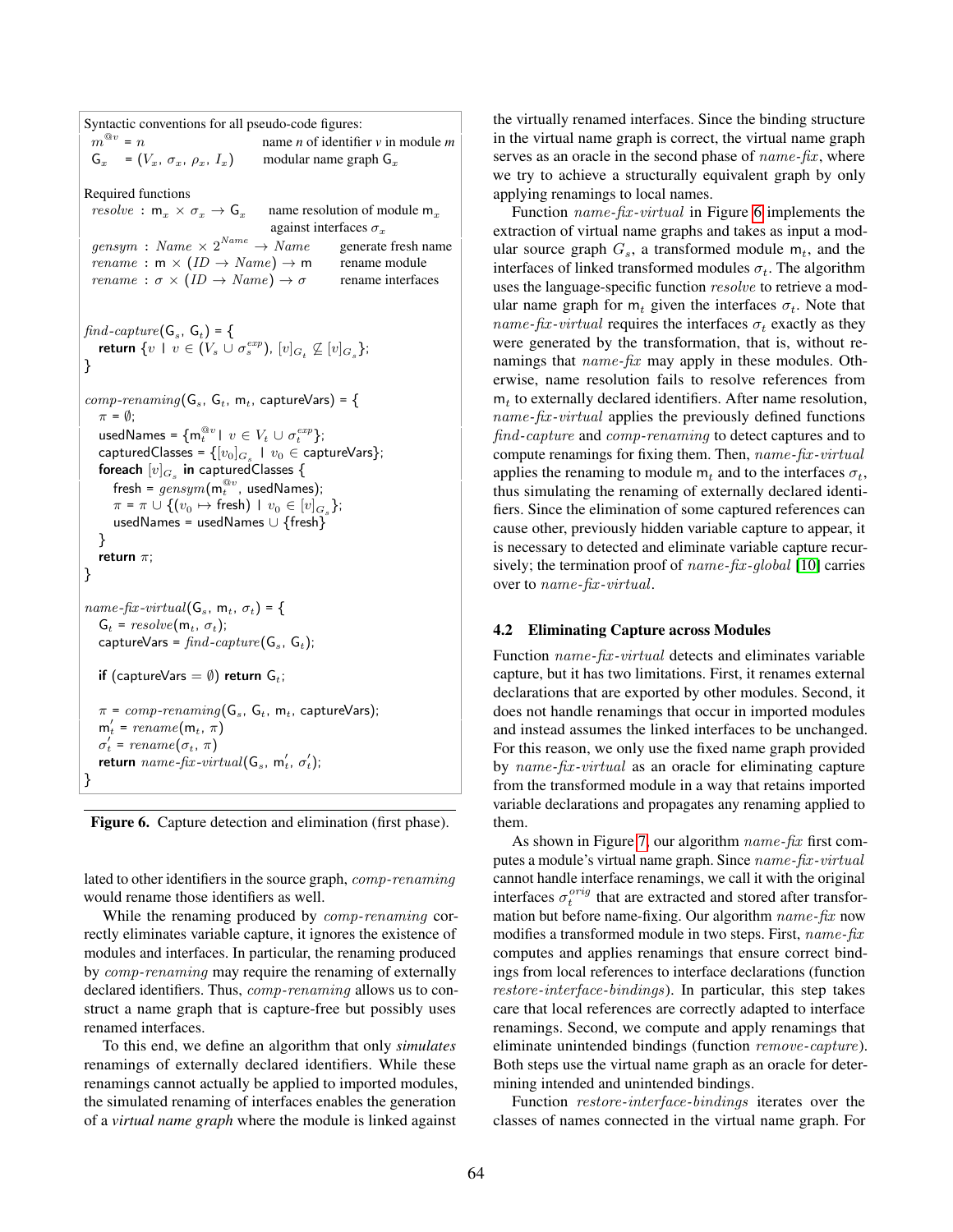```
Syntactic conventions for all pseudo-code figures:
  m^@v = n                      name n of identifier v in module m
  G_x  = (V_x, σ_x, ρ_x, I_x)   modular name graph G_x

Required functions
  resolve : m_x × σ_x → G_x        name resolution of module m_x
                                   against interfaces σ_x
  gensym : Name × 2^Name → Name    generate fresh name
  rename : m × (ID → Name) → m     rename module
  rename : σ × (ID → Name) → σ     rename interfaces


find-capture(G_s, G_t) = {
  return {v | v ∈ (V_s ∪ σ_s^exp), [v]_{G_t} ⊈ [v]_{G_s}};
}

comp-renaming(G_s, G_t, m_t, captureVars) = {
  π = ∅;
  usedNames = {m_t^@v | v ∈ V_t ∪ σ_t^exp};
  capturedClasses = {[v_0]_{G_s} | v_0 ∈ captureVars};
  foreach [v]_{G_s} in capturedClasses {
    fresh = gensym(m_t^@v, usedNames);
    π = π ∪ {(v_0 ↦ fresh) | v_0 ∈ [v]_{G_s}};
    usedNames = usedNames ∪ {fresh}
  }
  return π;
}

name-fix-virtual(G_s, m_t, σ_t) = {
  G_t = resolve(m_t, σ_t);
  captureVars = find-capture(G_s, G_t);

  if (captureVars = ∅) return G_t;

  π = comp-renaming(G_s, G_t, m_t, captureVars);
  m_t' = rename(m_t, π)
  σ_t' = rename(σ_t, π)
  return name-fix-virtual(G_s, m_t', σ_t');
}
```

**Figure 6.** Capture detection and elimination (first phase).

lated to other identifiers in the source graph, *comp-renaming* would rename those identifiers as well.

While the renaming produced by *comp-renaming* correctly eliminates variable capture, it ignores the existence of modules and interfaces. In particular, the renaming produced by *comp-renaming* may require the renaming of externally declared identifiers. Thus, *comp-renaming* allows us to construct a name graph that is capture-free but possibly uses renamed interfaces.

To this end, we define an algorithm that only *simulates* renamings of externally declared identifiers. While these renamings cannot actually be applied to imported modules, the simulated renaming of interfaces enables the generation of a *virtual name graph* where the module is linked against the virtually renamed interfaces. Since the binding structure in the virtual name graph is correct, the virtual name graph serves as an oracle in the second phase of *name-fix*, where we try to achieve a structurally equivalent graph by only applying renamings to local names.

Function *name-fix-virtual* in Figure 6 implements the extraction of virtual name graphs and takes as input a modular source graph $G_s$, a transformed module $\mathsf{m}_t$, and the interfaces of linked transformed modules $\sigma_t$. The algorithm uses the language-specific function *resolve* to retrieve a modular name graph for $\mathsf{m}_t$ given the interfaces $\sigma_t$. Note that *name-fix-virtual* requires the interfaces $\sigma_t$ exactly as they were generated by the transformation, that is, without renamings that *name-fix* may apply in these modules. Otherwise, name resolution fails to resolve references from $\mathsf{m}_t$ to externally declared identifiers. After name resolution, *name-fix-virtual* applies the previously defined functions *find-capture* and *comp-renaming* to detect captures and to compute renamings for fixing them. Then, *name-fix-virtual* applies the renaming to module $\mathsf{m}_t$ and to the interfaces $\sigma_t$, thus simulating the renaming of externally declared identifiers. Since the elimination of some captured references can cause other, previously hidden variable capture to appear, it is necessary to detected and eliminate variable capture recursively; the termination proof of *name-fix-global* [10] carries over to *name-fix-virtual*.

### 4.2 Eliminating Capture across Modules

Function *name-fix-virtual* detects and eliminates variable capture, but it has two limitations. First, it renames external declarations that are exported by other modules. Second, it does not handle renamings that occur in imported modules and instead assumes the linked interfaces to be unchanged. For this reason, we only use the fixed name graph provided by *name-fix-virtual* as an oracle for eliminating capture from the transformed module in a way that retains imported variable declarations and propagates any renaming applied to them.

As shown in Figure 7, our algorithm *name-fix* first computes a module's virtual name graph. Since *name-fix-virtual* cannot handle interface renamings, we call it with the original interfaces $\sigma_t^{orig}$ that are extracted and stored after transformation but before name-fixing. Our algorithm *name-fix* now modifies a transformed module in two steps. First, *name-fix* computes and applies renamings that ensure correct bindings from local references to interface declarations (function *restore-interface-bindings*). In particular, this step takes care that local references are correctly adapted to interface renamings. Second, we compute and apply renamings that eliminate unintended bindings (function *remove-capture*). Both steps use the virtual name graph as an oracle for determining intended and unintended bindings.

Function *restore-interface-bindings* iterates over the classes of names connected in the virtual name graph. For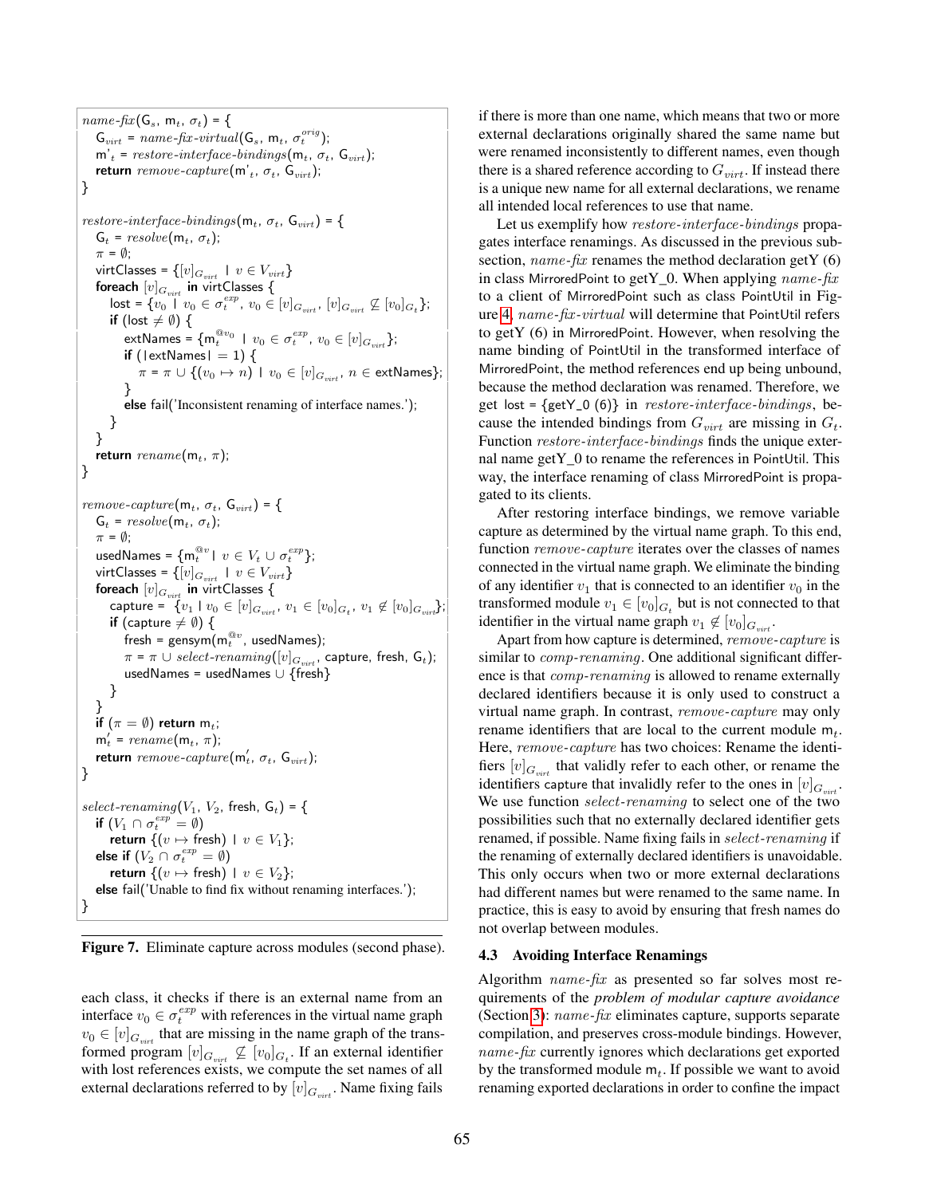```
name-fix(Gs, mt, σt) = {
  Gvirt = name-fix-virtual(Gs, mt, σt^orig);
  m't = restore-interface-bindings(mt, σt, Gvirt);
  return remove-capture(m't, σt, Gvirt);
}

restore-interface-bindings(mt, σt, Gvirt) = {
  Gt = resolve(mt, σt);
  π = ∅;
  virtClasses = {[v]Gvirt | v ∈ Vvirt}
  foreach [v]Gvirt in virtClasses {
    lost = {v0 | v0 ∈ σt^exp, v0 ∈ [v]Gvirt, [v]Gvirt ⊈ [v0]Gt};
    if (lost ≠ ∅) {
      extNames = {mt^@v0 | v0 ∈ σt^exp, v0 ∈ [v]Gvirt};
      if (|extNames| = 1) {
        π = π ∪ {(v0 ↦ n) | v0 ∈ [v]Gvirt, n ∈ extNames};
      }
      else fail('Inconsistent renaming of interface names.');
    }
  }
  return rename(mt, π);
}

remove-capture(mt, σt, Gvirt) = {
  Gt = resolve(mt, σt);
  π = ∅;
  usedNames = {mt^@v | v ∈ Vt ∪ σt^exp};
  virtClasses = {[v]Gvirt | v ∈ Vvirt}
  foreach [v]Gvirt in virtClasses {
    capture = {v1 | v0 ∈ [v]Gvirt, v1 ∈ [v0]Gt, v1 ∉ [v0]Gvirt};
    if (capture ≠ ∅) {
      fresh = gensym(mt^@v, usedNames);
      π = π ∪ select-renaming([v]Gvirt, capture, fresh, Gt);
      usedNames = usedNames ∪ {fresh}
    }
  }
  if (π = ∅) return mt;
  m't = rename(mt, π);
  return remove-capture(m't, σt, Gvirt);
}

select-renaming(V1, V2, fresh, Gt) = {
  if (V1 ∩ σt^exp = ∅)
    return {(v ↦ fresh) | v ∈ V1};
  else if (V2 ∩ σt^exp = ∅)
    return {(v ↦ fresh) | v ∈ V2};
  else fail('Unable to find fix without renaming interfaces.');
}
```

**Figure 7.** Eliminate capture across modules (second phase).

each class, it checks if there is an external name from an interface $v_0 \in \sigma_t^{exp}$ with references in the virtual name graph $v_0 \in [v]_{G_{virt}}$ that are missing in the name graph of the transformed program $[v]_{G_{virt}} \not\subseteq [v_0]_{G_t}$. If an external identifier with lost references exists, we compute the set names of all external declarations referred to by $[v]_{G_{virt}}$. Name fixing fails if there is more than one name, which means that two or more external declarations originally shared the same name but were renamed inconsistently to different names, even though there is a shared reference according to $G_{virt}$. If instead there is a unique new name for all external declarations, we rename all intended local references to use that name.

Let us exemplify how *restore-interface-bindings* propagates interface renamings. As discussed in the previous subsection, *name-fix* renames the method declaration getY (6) in class MirroredPoint to getY_0. When applying *name-fix* to a client of MirroredPoint such as class PointUtil in Figure 4, *name-fix-virtual* will determine that PointUtil refers to getY (6) in MirroredPoint. However, when resolving the name binding of PointUtil in the transformed interface of MirroredPoint, the method references end up being unbound, because the method declaration was renamed. Therefore, we get lost = {getY_0 (6)} in *restore-interface-bindings*, because the intended bindings from $G_{virt}$ are missing in $G_t$. Function *restore-interface-bindings* finds the unique external name getY_0 to rename the references in PointUtil. This way, the interface renaming of class MirroredPoint is propagated to its clients.

After restoring interface bindings, we remove variable capture as determined by the virtual name graph. To this end, function *remove-capture* iterates over the classes of names connected in the virtual name graph. We eliminate the binding of any identifier $v_1$ that is connected to an identifier $v_0$ in the transformed module $v_1 \in [v_0]_{G_t}$ but is not connected to that identifier in the virtual name graph $v_1 \notin [v_0]_{G_{virt}}$.

Apart from how capture is determined, *remove-capture* is similar to *comp-renaming*. One additional significant difference is that *comp-renaming* is allowed to rename externally declared identifiers because it is only used to construct a virtual name graph. In contrast, *remove-capture* may only rename identifiers that are local to the current module $m_t$. Here, *remove-capture* has two choices: Rename the identifiers $[v]_{G_{virt}}$ that validly refer to each other, or rename the identifiers capture that invalidly refer to the ones in $[v]_{G_{virt}}$. We use function *select-renaming* to select one of the two possibilities such that no externally declared identifier gets renamed, if possible. Name fixing fails in *select-renaming* if the renaming of externally declared identifiers is unavoidable. This only occurs when two or more external declarations had different names but were renamed to the same name. In practice, this is easy to avoid by ensuring that fresh names do not overlap between modules.

### 4.3 Avoiding Interface Renamings

Algorithm *name-fix* as presented so far solves most requirements of the ***problem of modular capture avoidance*** (Section 3): *name-fix* eliminates capture, supports separate compilation, and preserves cross-module bindings. However, *name-fix* currently ignores which declarations get exported by the transformed module $m_t$. If possible we want to avoid renaming exported declarations in order to confine the impact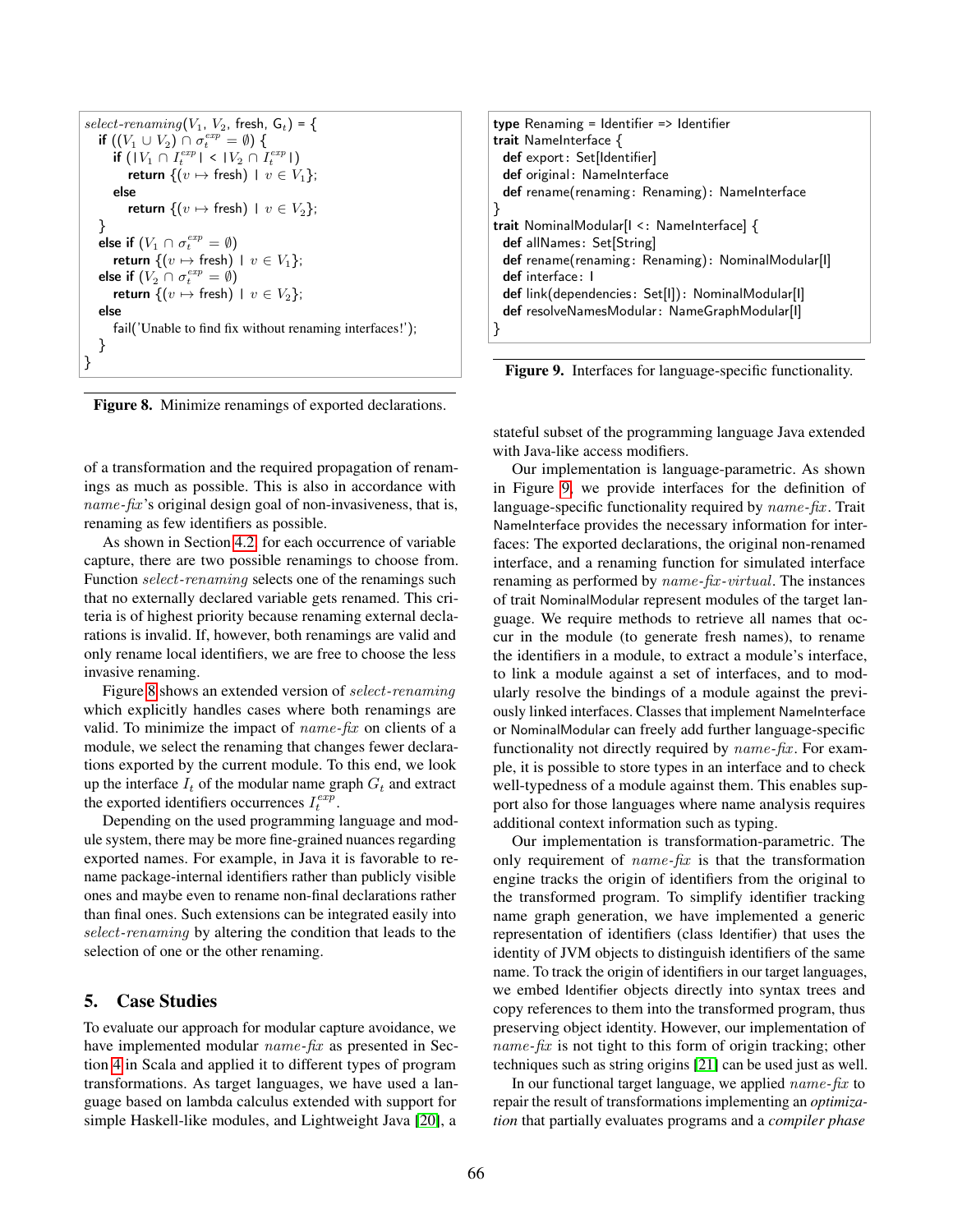```
select-renaming(V1, V2, fresh, Gt) = {
  if ((V1 ∪ V2) ∩ σt^exp = ∅) {
    if (|V1 ∩ It^exp| < |V2 ∩ It^exp|)
      return {(v ↦ fresh) | v ∈ V1};
    else
      return {(v ↦ fresh) | v ∈ V2};
  }
  else if (V1 ∩ σt^exp = ∅)
    return {(v ↦ fresh) | v ∈ V1};
  else if (V2 ∩ σt^exp = ∅)
    return {(v ↦ fresh) | v ∈ V2};
  else
    fail('Unable to find fix without renaming interfaces!');
  }
}
```

**Figure 8.** Minimize renamings of exported declarations.

of a transformation and the required propagation of renamings as much as possible. This is also in accordance with *name-fix*'s original design goal of non-invasiveness, that is, renaming as few identifiers as possible.

As shown in Section 4.2, for each occurrence of variable capture, there are two possible renamings to choose from. Function *select-renaming* selects one of the renamings such that no externally declared variable gets renamed. This criteria is of highest priority because renaming external declarations is invalid. If, however, both renamings are valid and only rename local identifiers, we are free to choose the less invasive renaming.

Figure 8 shows an extended version of *select-renaming* which explicitly handles cases where both renamings are valid. To minimize the impact of *name-fix* on clients of a module, we select the renaming that changes fewer declarations exported by the current module. To this end, we look up the interface $I_t$ of the modular name graph $G_t$ and extract the exported identifiers occurrences $I_t^{exp}$.

Depending on the used programming language and module system, there may be more fine-grained nuances regarding exported names. For example, in Java it is favorable to rename package-internal identifiers rather than publicly visible ones and maybe even to rename non-final declarations rather than final ones. Such extensions can be integrated easily into *select-renaming* by altering the condition that leads to the selection of one or the other renaming.

## 5. Case Studies

To evaluate our approach for modular capture avoidance, we have implemented modular *name-fix* as presented in Section 4 in Scala and applied it to different types of program transformations. As target languages, we have used a language based on lambda calculus extended with support for simple Haskell-like modules, and Lightweight Java [20], a stateful subset of the programming language Java extended with Java-like access modifiers.

```
type Renaming = Identifier => Identifier
trait NameInterface {
  def export: Set[Identifier]
  def original: NameInterface
  def rename(renaming: Renaming): NameInterface
}
trait NominalModular[I <: NameInterface] {
  def allNames: Set[String]
  def rename(renaming: Renaming): NominalModular[I]
  def interface: I
  def link(dependencies: Set[I]): NominalModular[I]
  def resolveNamesModular: NameGraphModular[I]
}
```

**Figure 9.** Interfaces for language-specific functionality.

Our implementation is language-parametric. As shown in Figure 9, we provide interfaces for the definition of language-specific functionality required by *name-fix*. Trait NameInterface provides the necessary information for interfaces: The exported declarations, the original non-renamed interface, and a renaming function for simulated interface renaming as performed by *name-fix-virtual*. The instances of trait NominalModular represent modules of the target language. We require methods to retrieve all names that occur in the module (to generate fresh names), to rename the identifiers in a module, to extract a module's interface, to link a module against a set of interfaces, and to modularly resolve the bindings of a module against the previously linked interfaces. Classes that implement NameInterface or NominalModular can freely add further language-specific functionality not directly required by *name-fix*. For example, it is possible to store types in an interface and to check well-typedness of a module against them. This enables support also for those languages where name analysis requires additional context information such as typing.

Our implementation is transformation-parametric. The only requirement of *name-fix* is that the transformation engine tracks the origin of identifiers from the original to the transformed program. To simplify identifier tracking name graph generation, we have implemented a generic representation of identifiers (class Identifier) that uses the identity of JVM objects to distinguish identifiers of the same name. To track the origin of identifiers in our target languages, we embed Identifier objects directly into syntax trees and copy references to them into the transformed program, thus preserving object identity. However, our implementation of *name-fix* is not tight to this form of origin tracking; other techniques such as string origins [21] can be used just as well.

In our functional target language, we applied *name-fix* to repair the result of transformations implementing an *optimization* that partially evaluates programs and a *compiler phase*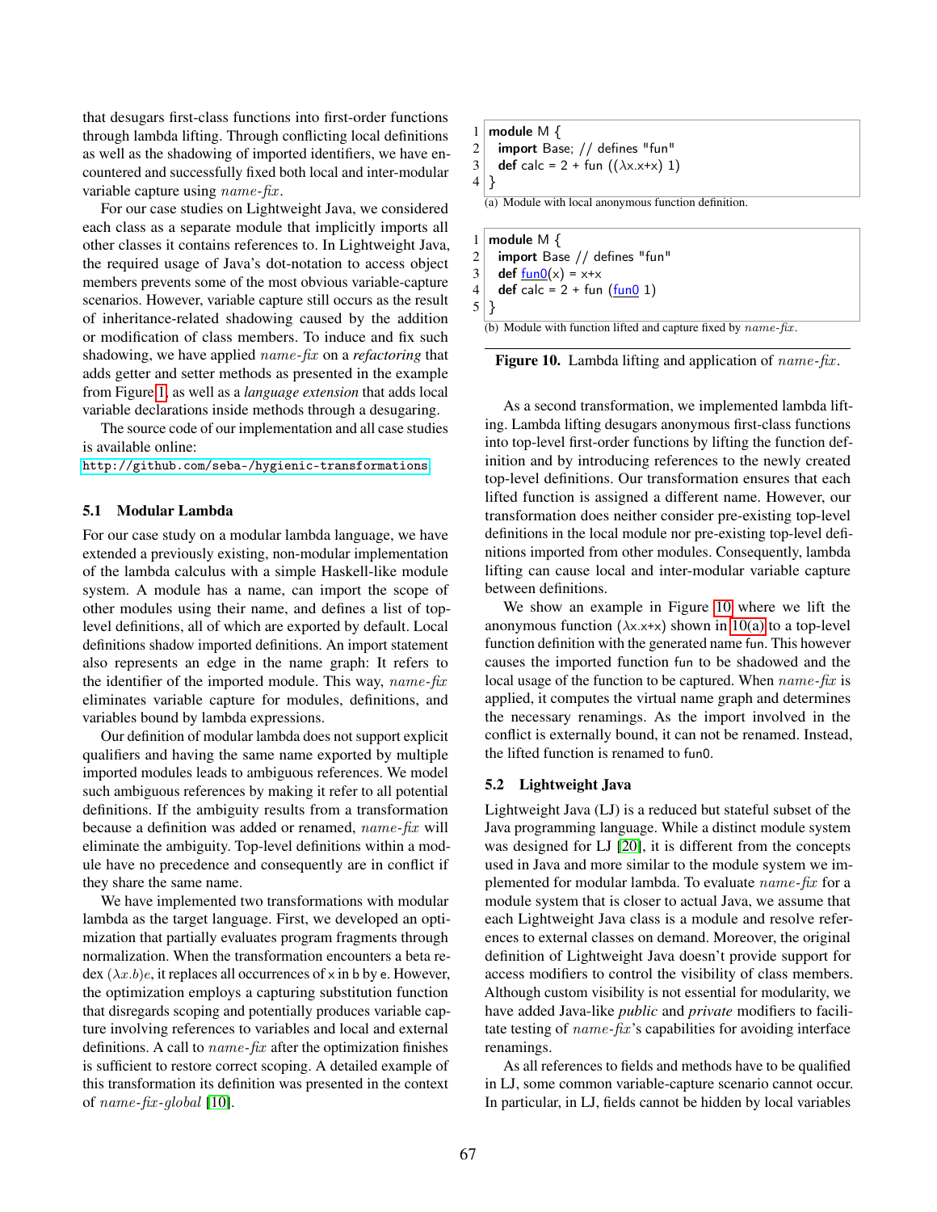that desugars first-class functions into first-order functions through lambda lifting. Through conflicting local definitions as well as the shadowing of imported identifiers, we have encountered and successfully fixed both local and inter-modular variable capture using *name-fix*.

For our case studies on Lightweight Java, we considered each class as a separate module that implicitly imports all other classes it contains references to. In Lightweight Java, the required usage of Java's dot-notation to access object members prevents some of the most obvious variable-capture scenarios. However, variable capture still occurs as the result of inheritance-related shadowing caused by the addition or modification of class members. To induce and fix such shadowing, we have applied *name-fix* on a *refactoring* that adds getter and setter methods as presented in the example from Figure 1, as well as a *language extension* that adds local variable declarations inside methods through a desugaring.

The source code of our implementation and all case studies is available online:
http://github.com/seba-/hygienic-transformations

### 5.1 Modular Lambda

For our case study on a modular lambda language, we have extended a previously existing, non-modular implementation of the lambda calculus with a simple Haskell-like module system. A module has a name, can import the scope of other modules using their name, and defines a list of top-level definitions, all of which are exported by default. Local definitions shadow imported definitions. An import statement also represents an edge in the name graph: It refers to the identifier of the imported module. This way, *name-fix* eliminates variable capture for modules, definitions, and variables bound by lambda expressions.

Our definition of modular lambda does not support explicit qualifiers and having the same name exported by multiple imported modules leads to ambiguous references. We model such ambiguous references by making it refer to all potential definitions. If the ambiguity results from a transformation because a definition was added or renamed, *name-fix* will eliminate the ambiguity. Top-level definitions within a module have no precedence and consequently are in conflict if they share the same name.

We have implemented two transformations with modular lambda as the target language. First, we developed an optimization that partially evaluates program fragments through normalization. When the transformation encounters a beta redex $(\lambda x.b)e$, it replaces all occurrences of x in b by e. However, the optimization employs a capturing substitution function that disregards scoping and potentially produces variable capture involving references to variables and local and external definitions. A call to *name-fix* after the optimization finishes is sufficient to restore correct scoping. A detailed example of this transformation its definition was presented in the context of *name-fix-global* [10].

```
1 module M {
2   import Base; // defines "fun"
3   def calc = 2 + fun ((λx.x+x) 1)
4 }
```

(a) Module with local anonymous function definition.

```
1 module M {
2   import Base // defines "fun"
3   def fun0(x) = x+x
4   def calc = 2 + fun (fun0 1)
5 }
```

(b) Module with function lifted and capture fixed by *name-fix*.

**Figure 10.** Lambda lifting and application of *name-fix*.

As a second transformation, we implemented lambda lifting. Lambda lifting desugars anonymous first-class functions into top-level first-order functions by lifting the function definition and by introducing references to the newly created top-level definitions. Our transformation ensures that each lifted function is assigned a different name. However, our transformation does neither consider pre-existing top-level definitions in the local module nor pre-existing top-level definitions imported from other modules. Consequently, lambda lifting can cause local and inter-modular variable capture between definitions.

We show an example in Figure 10 where we lift the anonymous function (λx.x+x) shown in 10(a) to a top-level function definition with the generated name fun. This however causes the imported function fun to be shadowed and the local usage of the function to be captured. When *name-fix* is applied, it computes the virtual name graph and determines the necessary renamings. As the import involved in the conflict is externally bound, it can not be renamed. Instead, the lifted function is renamed to fun0.

### 5.2 Lightweight Java

Lightweight Java (LJ) is a reduced but stateful subset of the Java programming language. While a distinct module system was designed for LJ [20], it is different from the concepts used in Java and more similar to the module system we implemented for modular lambda. To evaluate *name-fix* for a module system that is closer to actual Java, we assume that each Lightweight Java class is a module and resolve references to external classes on demand. Moreover, the original definition of Lightweight Java doesn't provide support for access modifiers to control the visibility of class members. Although custom visibility is not essential for modularity, we have added Java-like *public* and *private* modifiers to facilitate testing of *name-fix*'s capabilities for avoiding interface renamings.

As all references to fields and methods have to be qualified in LJ, some common variable-capture scenario cannot occur. In particular, in LJ, fields cannot be hidden by local variables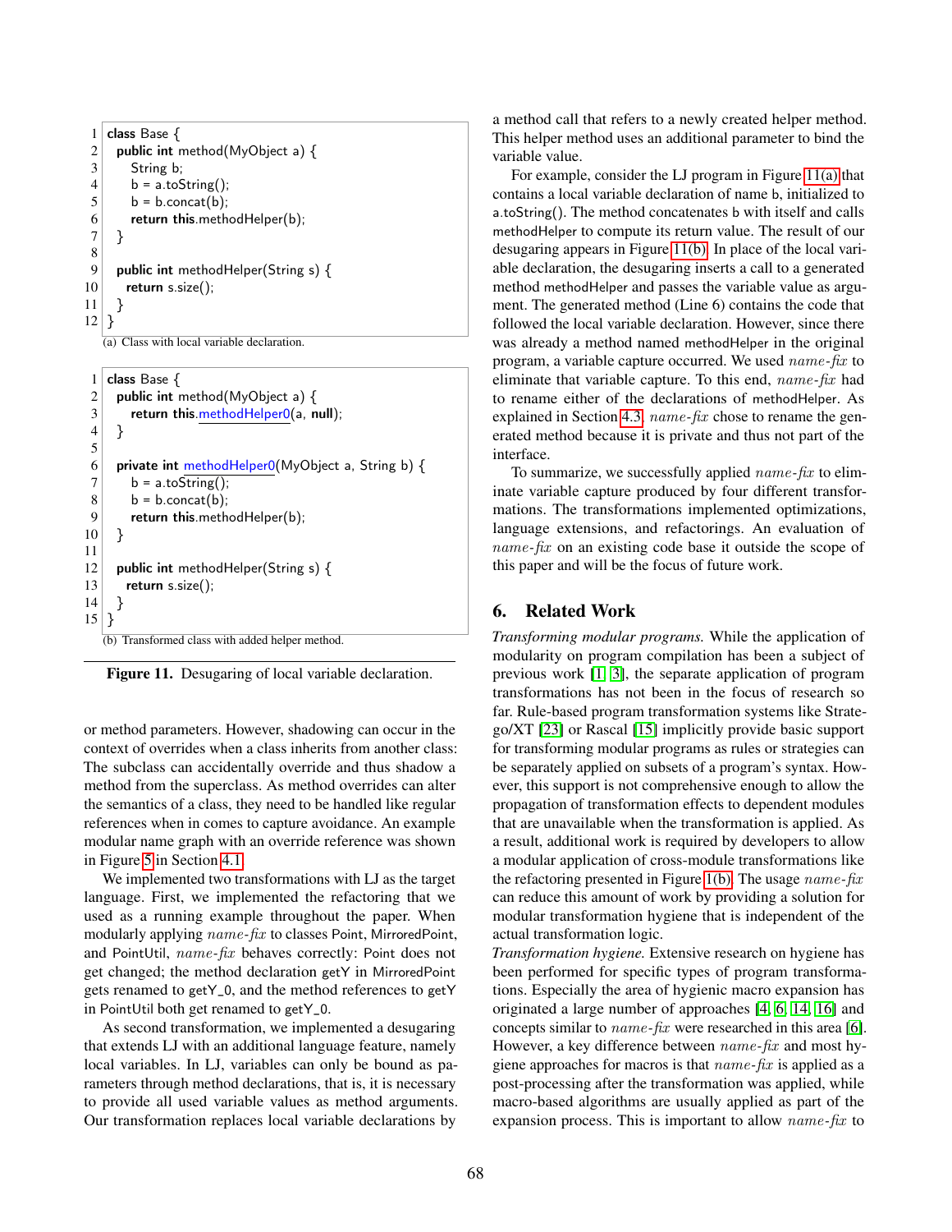```
class Base {
  public int method(MyObject a) {
    String b;
    b = a.toString();
    b = b.concat(b);
    return this.methodHelper(b);
  }

  public int methodHelper(String s) {
    return s.size();
  }
}
```

(a) Class with local variable declaration.

```
class Base {
  public int method(MyObject a) {
    return this.methodHelper0(a, null);
  }

  private int methodHelper0(MyObject a, String b) {
    b = a.toString();
    b = b.concat(b);
    return this.methodHelper(b);
  }

  public int methodHelper(String s) {
    return s.size();
  }
}
```

(b) Transformed class with added helper method.

**Figure 11.** Desugaring of local variable declaration.

or method parameters. However, shadowing can occur in the context of overrides when a class inherits from another class: The subclass can accidentally override and thus shadow a method from the superclass. As method overrides can alter the semantics of a class, they need to be handled like regular references when in comes to capture avoidance. An example modular name graph with an override reference was shown in Figure 5 in Section 4.1.

We implemented two transformations with LJ as the target language. First, we implemented the refactoring that we used as a running example throughout the paper. When modularly applying *name-fix* to classes Point, MirroredPoint, and PointUtil, *name-fix* behaves correctly: Point does not get changed; the method declaration getY in MirroredPoint gets renamed to getY_0, and the method references to getY in PointUtil both get renamed to getY_0.

As second transformation, we implemented a desugaring that extends LJ with an additional language feature, namely local variables. In LJ, variables can only be bound as parameters through method declarations, that is, it is necessary to provide all used variable values as method arguments. Our transformation replaces local variable declarations by a method call that refers to a newly created helper method. This helper method uses an additional parameter to bind the variable value.

For example, consider the LJ program in Figure 11(a) that contains a local variable declaration of name b, initialized to a.toString(). The method concatenates b with itself and calls methodHelper to compute its return value. The result of our desugaring appears in Figure 11(b). In place of the local variable declaration, the desugaring inserts a call to a generated method methodHelper and passes the variable value as argument. The generated method (Line 6) contains the code that followed the local variable declaration. However, since there was already a method named methodHelper in the original program, a variable capture occurred. We used *name-fix* to eliminate that variable capture. To this end, *name-fix* had to rename either of the declarations of methodHelper. As explained in Section 4.3, *name-fix* chose to rename the generated method because it is private and thus not part of the interface.

To summarize, we successfully applied *name-fix* to eliminate variable capture produced by four different transformations. The transformations implemented optimizations, language extensions, and refactorings. An evaluation of *name-fix* on an existing code base it outside the scope of this paper and will be the focus of future work.

## 6. Related Work

*Transforming modular programs.* While the application of modularity on program compilation has been a subject of previous work [1, 3], the separate application of program transformations has not been in the focus of research so far. Rule-based program transformation systems like Stratego/XT [23] or Rascal [15] implicitly provide basic support for transforming modular programs as rules or strategies can be separately applied on subsets of a program's syntax. However, this support is not comprehensive enough to allow the propagation of transformation effects to dependent modules that are unavailable when the transformation is applied. As a result, additional work is required by developers to allow a modular application of cross-module transformations like the refactoring presented in Figure 1(b). The usage *name-fix* can reduce this amount of work by providing a solution for modular transformation hygiene that is independent of the actual transformation logic.

*Transformation hygiene.* Extensive research on hygiene has been performed for specific types of program transformations. Especially the area of hygienic macro expansion has originated a large number of approaches [4, 6, 14, 16] and concepts similar to *name-fix* were researched in this area [6]. However, a key difference between *name-fix* and most hygiene approaches for macros is that *name-fix* is applied as a post-processing after the transformation was applied, while macro-based algorithms are usually applied as part of the expansion process. This is important to allow *name-fix* to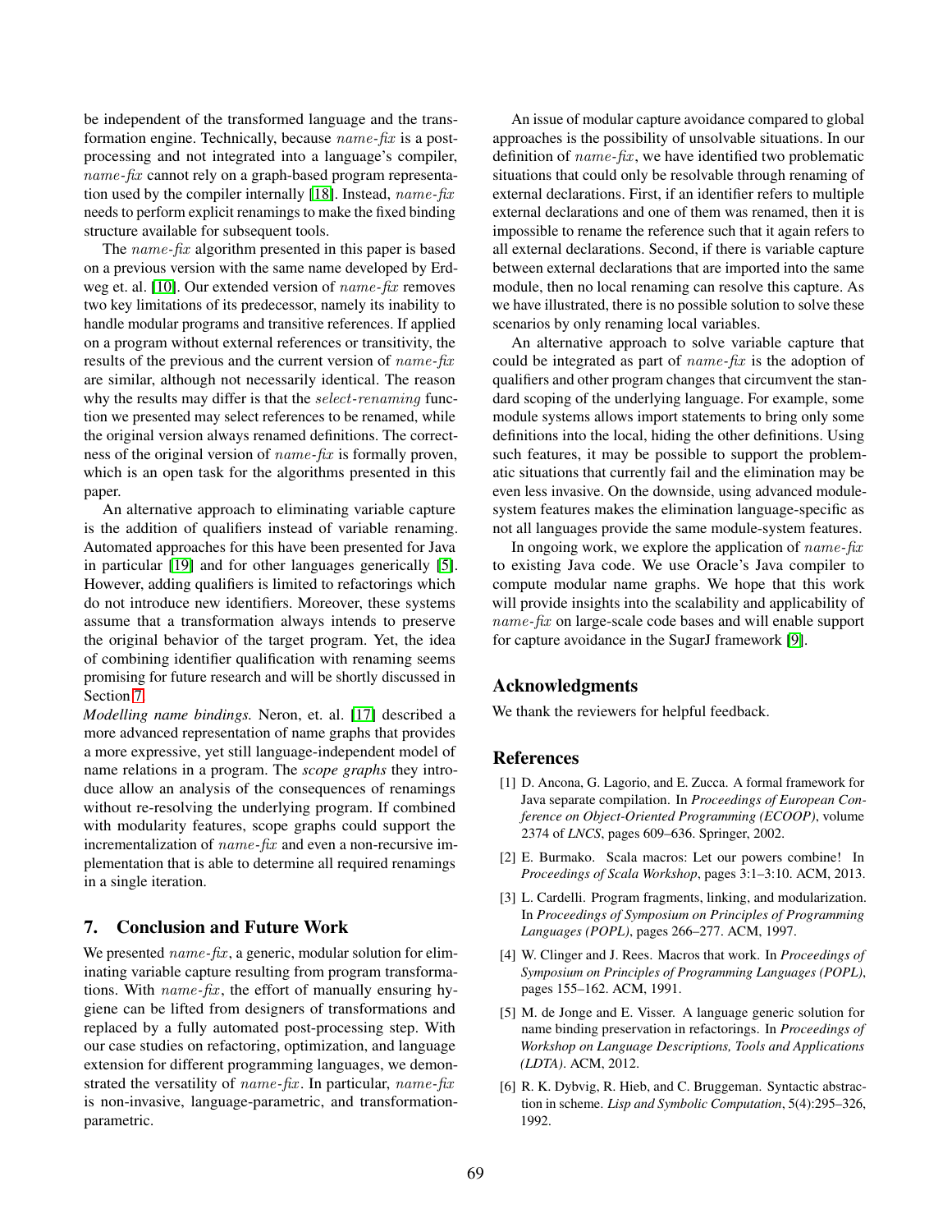be independent of the transformed language and the transformation engine. Technically, because *name-fix* is a postprocessing and not integrated into a language's compiler, *name-fix* cannot rely on a graph-based program representation used by the compiler internally [18]. Instead, *name-fix* needs to perform explicit renamings to make the fixed binding structure available for subsequent tools.

The *name-fix* algorithm presented in this paper is based on a previous version with the same name developed by Erdweg et. al. [10]. Our extended version of *name-fix* removes two key limitations of its predecessor, namely its inability to handle modular programs and transitive references. If applied on a program without external references or transitivity, the results of the previous and the current version of *name-fix* are similar, although not necessarily identical. The reason why the results may differ is that the *select-renaming* function we presented may select references to be renamed, while the original version always renamed definitions. The correctness of the original version of *name-fix* is formally proven, which is an open task for the algorithms presented in this paper.

An alternative approach to eliminating variable capture is the addition of qualifiers instead of variable renaming. Automated approaches for this have been presented for Java in particular [19] and for other languages generically [5]. However, adding qualifiers is limited to refactorings which do not introduce new identifiers. Moreover, these systems assume that a transformation always intends to preserve the original behavior of the target program. Yet, the idea of combining identifier qualification with renaming seems promising for future research and will be shortly discussed in Section 7.

*Modelling name bindings.* Neron, et. al. [17] described a more advanced representation of name graphs that provides a more expressive, yet still language-independent model of name relations in a program. The *scope graphs* they introduce allow an analysis of the consequences of renamings without re-resolving the underlying program. If combined with modularity features, scope graphs could support the incrementalization of *name-fix* and even a non-recursive implementation that is able to determine all required renamings in a single iteration.

## 7. Conclusion and Future Work

We presented *name-fix*, a generic, modular solution for eliminating variable capture resulting from program transformations. With *name-fix*, the effort of manually ensuring hygiene can be lifted from designers of transformations and replaced by a fully automated post-processing step. With our case studies on refactoring, optimization, and language extension for different programming languages, we demonstrated the versatility of *name-fix*. In particular, *name-fix* is non-invasive, language-parametric, and transformation-parametric.

An issue of modular capture avoidance compared to global approaches is the possibility of unsolvable situations. In our definition of *name-fix*, we have identified two problematic situations that could only be resolvable through renaming of external declarations. First, if an identifier refers to multiple external declarations and one of them was renamed, then it is impossible to rename the reference such that it again refers to all external declarations. Second, if there is variable capture between external declarations that are imported into the same module, then no local renaming can resolve this capture. As we have illustrated, there is no possible solution to solve these scenarios by only renaming local variables.

An alternative approach to solve variable capture that could be integrated as part of *name-fix* is the adoption of qualifiers and other program changes that circumvent the standard scoping of the underlying language. For example, some module systems allows import statements to bring only some definitions into the local, hiding the other definitions. Using such features, it may be possible to support the problematic situations that currently fail and the elimination may be even less invasive. On the downside, using advanced module-system features makes the elimination language-specific as not all languages provide the same module-system features.

In ongoing work, we explore the application of *name-fix* to existing Java code. We use Oracle's Java compiler to compute modular name graphs. We hope that this work will provide insights into the scalability and applicability of *name-fix* on large-scale code bases and will enable support for capture avoidance in the SugarJ framework [9].

## Acknowledgments

We thank the reviewers for helpful feedback.

## References

[1] D. Ancona, G. Lagorio, and E. Zucca. A formal framework for Java separate compilation. In *Proceedings of European Conference on Object-Oriented Programming (ECOOP)*, volume 2374 of *LNCS*, pages 609–636. Springer, 2002.

[2] E. Burmako. Scala macros: Let our powers combine! In *Proceedings of Scala Workshop*, pages 3:1–3:10. ACM, 2013.

[3] L. Cardelli. Program fragments, linking, and modularization. In *Proceedings of Symposium on Principles of Programming Languages (POPL)*, pages 266–277. ACM, 1997.

[4] W. Clinger and J. Rees. Macros that work. In *Proceedings of Symposium on Principles of Programming Languages (POPL)*, pages 155–162. ACM, 1991.

[5] M. de Jonge and E. Visser. A language generic solution for name binding preservation in refactorings. In *Proceedings of Workshop on Language Descriptions, Tools and Applications (LDTA)*. ACM, 2012.

[6] R. K. Dybvig, R. Hieb, and C. Bruggeman. Syntactic abstraction in scheme. *Lisp and Symbolic Computation*, 5(4):295–326, 1992.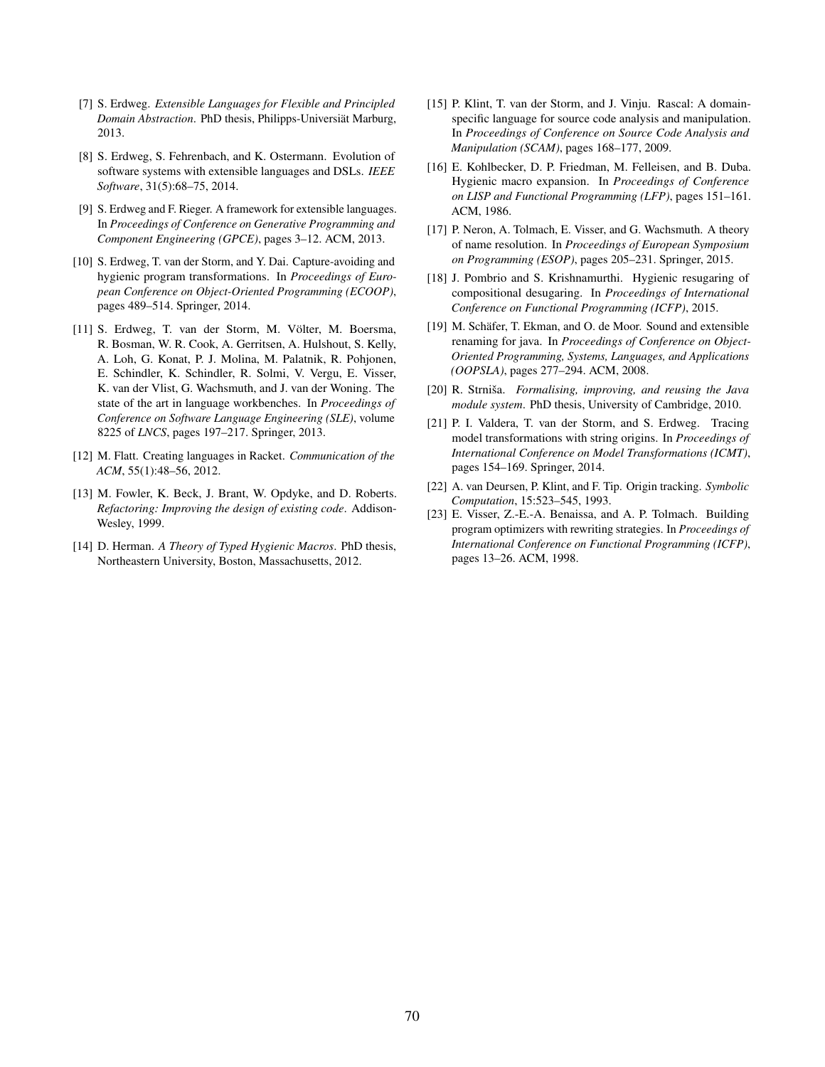[7] S. Erdweg. *Extensible Languages for Flexible and Principled Domain Abstraction*. PhD thesis, Philipps-Universiät Marburg, 2013.

[8] S. Erdweg, S. Fehrenbach, and K. Ostermann. Evolution of software systems with extensible languages and DSLs. *IEEE Software*, 31(5):68–75, 2014.

[9] S. Erdweg and F. Rieger. A framework for extensible languages. In *Proceedings of Conference on Generative Programming and Component Engineering (GPCE)*, pages 3–12. ACM, 2013.

[10] S. Erdweg, T. van der Storm, and Y. Dai. Capture-avoiding and hygienic program transformations. In *Proceedings of European Conference on Object-Oriented Programming (ECOOP)*, pages 489–514. Springer, 2014.

[11] S. Erdweg, T. van der Storm, M. Völter, M. Boersma, R. Bosman, W. R. Cook, A. Gerritsen, A. Hulshout, S. Kelly, A. Loh, G. Konat, P. J. Molina, M. Palatnik, R. Pohjonen, E. Schindler, K. Schindler, R. Solmi, V. Vergu, E. Visser, K. van der Vlist, G. Wachsmuth, and J. van der Woning. The state of the art in language workbenches. In *Proceedings of Conference on Software Language Engineering (SLE)*, volume 8225 of *LNCS*, pages 197–217. Springer, 2013.

[12] M. Flatt. Creating languages in Racket. *Communication of the ACM*, 55(1):48–56, 2012.

[13] M. Fowler, K. Beck, J. Brant, W. Opdyke, and D. Roberts. *Refactoring: Improving the design of existing code*. Addison-Wesley, 1999.

[14] D. Herman. *A Theory of Typed Hygienic Macros*. PhD thesis, Northeastern University, Boston, Massachusetts, 2012.

[15] P. Klint, T. van der Storm, and J. Vinju. Rascal: A domain-specific language for source code analysis and manipulation. In *Proceedings of Conference on Source Code Analysis and Manipulation (SCAM)*, pages 168–177, 2009.

[16] E. Kohlbecker, D. P. Friedman, M. Felleisen, and B. Duba. Hygienic macro expansion. In *Proceedings of Conference on LISP and Functional Programming (LFP)*, pages 151–161. ACM, 1986.

[17] P. Neron, A. Tolmach, E. Visser, and G. Wachsmuth. A theory of name resolution. In *Proceedings of European Symposium on Programming (ESOP)*, pages 205–231. Springer, 2015.

[18] J. Pombrio and S. Krishnamurthi. Hygienic resugaring of compositional desugaring. In *Proceedings of International Conference on Functional Programming (ICFP)*, 2015.

[19] M. Schäfer, T. Ekman, and O. de Moor. Sound and extensible renaming for java. In *Proceedings of Conference on Object-Oriented Programming, Systems, Languages, and Applications (OOPSLA)*, pages 277–294. ACM, 2008.

[20] R. Strniša. *Formalising, improving, and reusing the Java module system*. PhD thesis, University of Cambridge, 2010.

[21] P. I. Valdera, T. van der Storm, and S. Erdweg. Tracing model transformations with string origins. In *Proceedings of International Conference on Model Transformations (ICMT)*, pages 154–169. Springer, 2014.

[22] A. van Deursen, P. Klint, and F. Tip. Origin tracking. *Symbolic Computation*, 15:523–545, 1993.

[23] E. Visser, Z.-E.-A. Benaissa, and A. P. Tolmach. Building program optimizers with rewriting strategies. In *Proceedings of International Conference on Functional Programming (ICFP)*, pages 13–26. ACM, 1998.